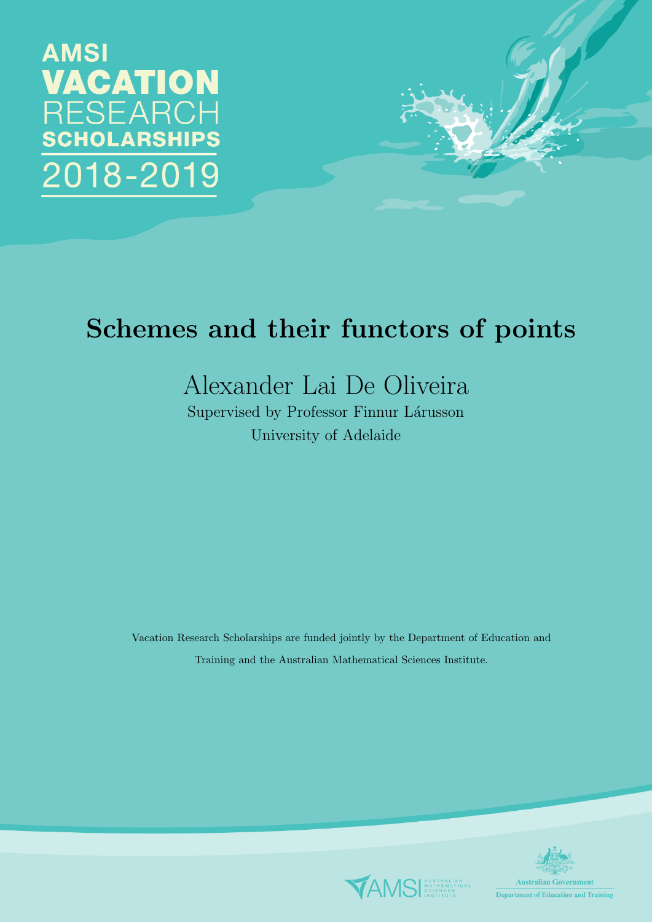AMSI
VACATION
RESEARCH
SCHOLARSHIPS
2018-2019

# Schemes and their functors of points

Alexander Lai De Oliveira

Supervised by Professor Finnur Lárusson

University of Adelaide

Vacation Research Scholarships are funded jointly by the Department of Education and Training and the Australian Mathematical Sciences Institute.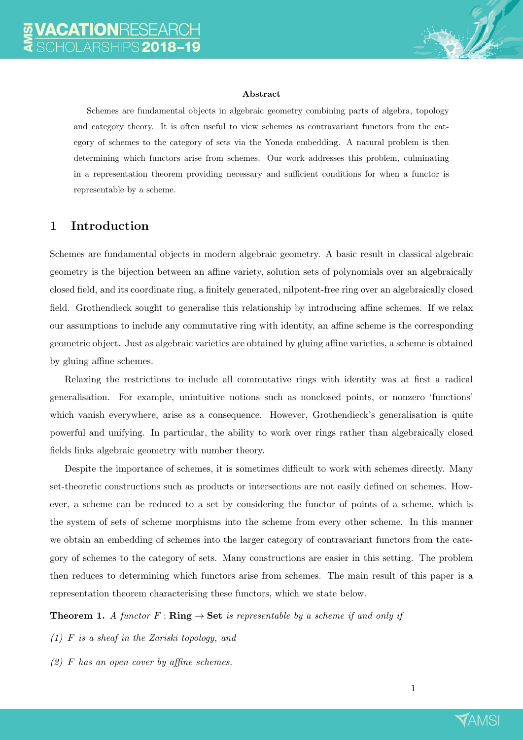**Abstract**

Schemes are fundamental objects in algebraic geometry combining parts of algebra, topology and category theory. It is often useful to view schemes as contravariant functors from the category of schemes to the category of sets via the Yoneda embedding. A natural problem is then determining which functors arise from schemes. Our work addresses this problem, culminating in a representation theorem providing necessary and sufficient conditions for when a functor is representable by a scheme.

## 1 Introduction

Schemes are fundamental objects in modern algebraic geometry. A basic result in classical algebraic geometry is the bijection between an affine variety, solution sets of polynomials over an algebraically closed field, and its coordinate ring, a finitely generated, nilpotent-free ring over an algebraically closed field. Grothendieck sought to generalise this relationship by introducing affine schemes. If we relax our assumptions to include any commutative ring with identity, an affine scheme is the corresponding geometric object. Just as algebraic varieties are obtained by gluing affine varieties, a scheme is obtained by gluing affine schemes.

Relaxing the restrictions to include all commutative rings with identity was at first a radical generalisation. For example, unintuitive notions such as nonclosed points, or nonzero 'functions' which vanish everywhere, arise as a consequence. However, Grothendieck's generalisation is quite powerful and unifying. In particular, the ability to work over rings rather than algebraically closed fields links algebraic geometry with number theory.

Despite the importance of schemes, it is sometimes difficult to work with schemes directly. Many set-theoretic constructions such as products or intersections are not easily defined on schemes. However, a scheme can be reduced to a set by considering the functor of points of a scheme, which is the system of sets of scheme morphisms into the scheme from every other scheme. In this manner we obtain an embedding of schemes into the larger category of contravariant functors from the category of schemes to the category of sets. Many constructions are easier in this setting. The problem then reduces to determining which functors arise from schemes. The main result of this paper is a representation theorem characterising these functors, which we state below.

**Theorem 1.** *A functor $F : \mathbf{Ring} \to \mathbf{Set}$ is representable by a scheme if and only if*

*(1) $F$ is a sheaf in the Zariski topology, and*

*(2) $F$ has an open cover by affine schemes.*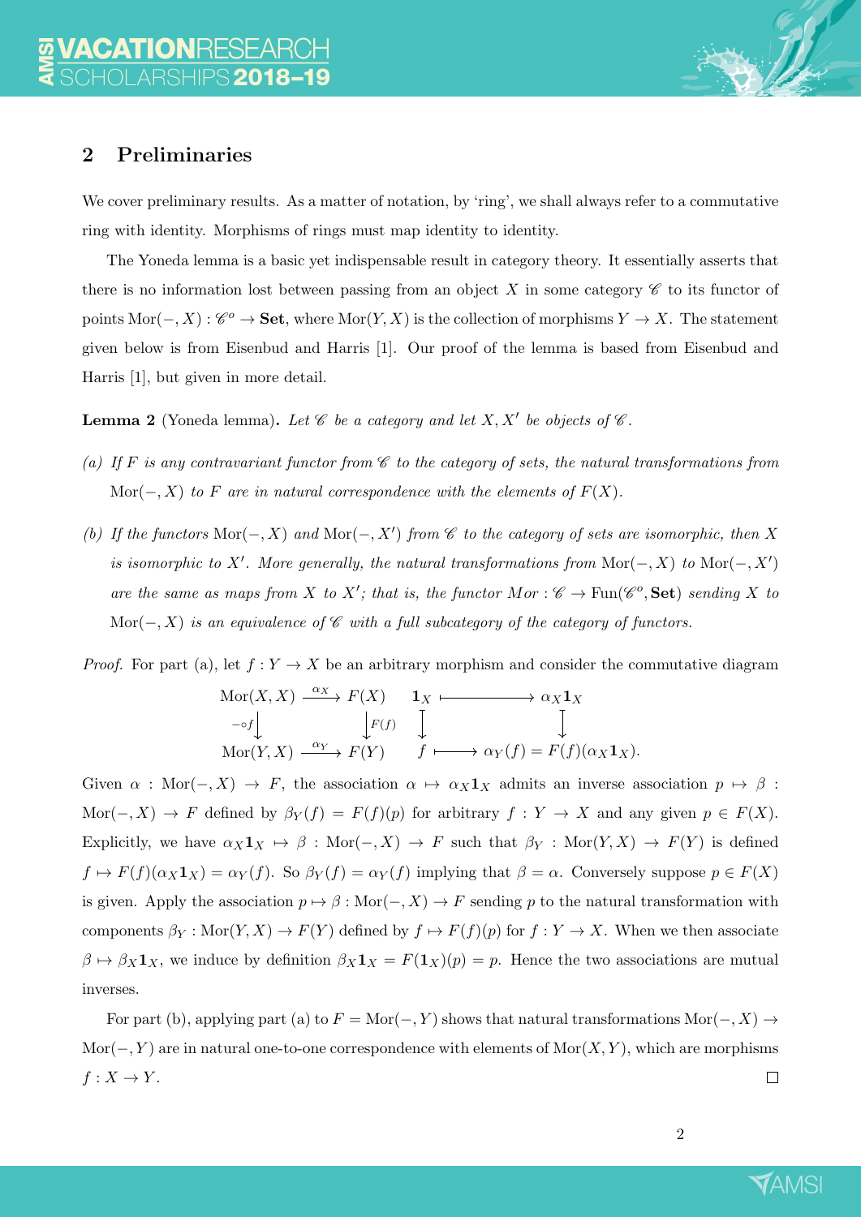## 2 Preliminaries

We cover preliminary results. As a matter of notation, by 'ring', we shall always refer to a commutative ring with identity. Morphisms of rings must map identity to identity.

The Yoneda lemma is a basic yet indispensable result in category theory. It essentially asserts that there is no information lost between passing from an object $X$ in some category $\mathscr{C}$ to its functor of points $\mathrm{Mor}(-, X) : \mathscr{C}^o \to \mathbf{Set}$, where $\mathrm{Mor}(Y, X)$ is the collection of morphisms $Y \to X$. The statement given below is from Eisenbud and Harris [1]. Our proof of the lemma is based from Eisenbud and Harris [1], but given in more detail.

**Lemma 2** (Yoneda lemma)**.** *Let $\mathscr{C}$ be a category and let $X, X'$ be objects of $\mathscr{C}$.*

*(a) If $F$ is any contravariant functor from $\mathscr{C}$ to the category of sets, the natural transformations from $\mathrm{Mor}(-, X)$ to $F$ are in natural correspondence with the elements of $F(X)$.*

*(b) If the functors $\mathrm{Mor}(-, X)$ and $\mathrm{Mor}(-, X')$ from $\mathscr{C}$ to the category of sets are isomorphic, then $X$ is isomorphic to $X'$. More generally, the natural transformations from $\mathrm{Mor}(-, X)$ to $\mathrm{Mor}(-, X')$ are the same as maps from $X$ to $X'$; that is, the functor $Mor : \mathscr{C} \to \mathrm{Fun}(\mathscr{C}^o, \mathbf{Set})$ sending $X$ to $\mathrm{Mor}(-, X)$ is an equivalence of $\mathscr{C}$ with a full subcategory of the category of functors.*

*Proof.* For part (a), let $f : Y \to X$ be an arbitrary morphism and consider the commutative diagram

$$\begin{array}{ccc} \mathrm{Mor}(X, X) & \xrightarrow{\alpha_X} & F(X) \\ {\scriptstyle -\circ f}\downarrow & & \downarrow{\scriptstyle F(f)} \\ \mathrm{Mor}(Y, X) & \xrightarrow{\alpha_Y} & F(Y) \end{array} \qquad \begin{array}{ccc} \mathbf{1}_X & \longmapsto & \alpha_X \mathbf{1}_X \\ \downarrow & & \downarrow \\ f & \longmapsto & \alpha_Y(f) = F(f)(\alpha_X \mathbf{1}_X). \end{array}$$

Given $\alpha : \mathrm{Mor}(-, X) \to F$, the association $\alpha \mapsto \alpha_X \mathbf{1}_X$ admits an inverse association $p \mapsto \beta : \mathrm{Mor}(-, X) \to F$ defined by $\beta_Y(f) = F(f)(p)$ for arbitrary $f : Y \to X$ and any given $p \in F(X)$. Explicitly, we have $\alpha_X \mathbf{1}_X \mapsto \beta : \mathrm{Mor}(-, X) \to F$ such that $\beta_Y : \mathrm{Mor}(Y, X) \to F(Y)$ is defined $f \mapsto F(f)(\alpha_X \mathbf{1}_X) = \alpha_Y(f)$. So $\beta_Y(f) = \alpha_Y(f)$ implying that $\beta = \alpha$. Conversely suppose $p \in F(X)$ is given. Apply the association $p \mapsto \beta : \mathrm{Mor}(-, X) \to F$ sending $p$ to the natural transformation with components $\beta_Y : \mathrm{Mor}(Y, X) \to F(Y)$ defined by $f \mapsto F(f)(p)$ for $f : Y \to X$. When we then associate $\beta \mapsto \beta_X \mathbf{1}_X$, we induce by definition $\beta_X \mathbf{1}_X = F(\mathbf{1}_X)(p) = p$. Hence the two associations are mutual inverses.

For part (b), applying part (a) to $F = \mathrm{Mor}(-, Y)$ shows that natural transformations $\mathrm{Mor}(-, X) \to \mathrm{Mor}(-, Y)$ are in natural one-to-one correspondence with elements of $\mathrm{Mor}(X, Y)$, which are morphisms $f : X \to Y$. $\square$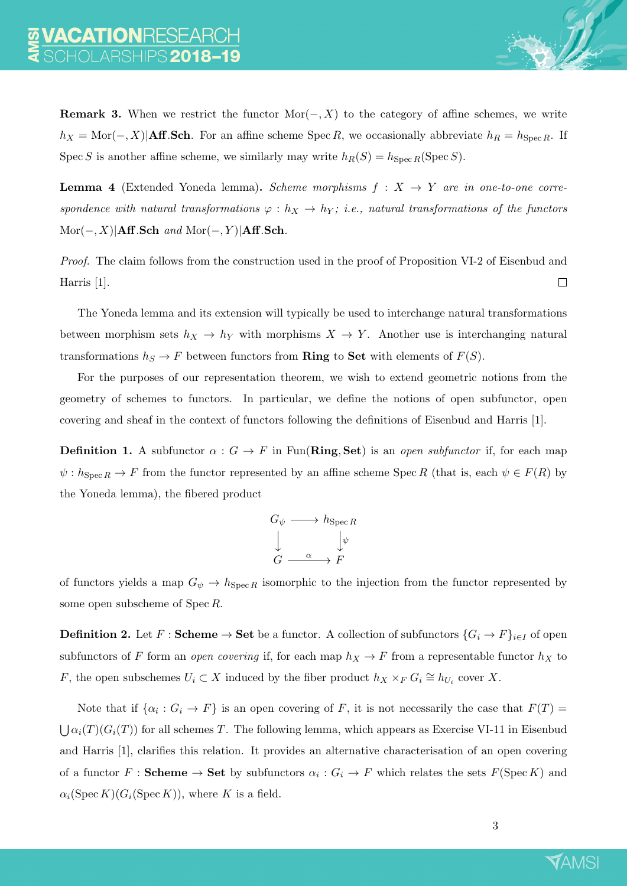**Remark 3.** When we restrict the functor $\mathrm{Mor}(-, X)$ to the category of affine schemes, we write $h_X = \mathrm{Mor}(-, X)|\mathbf{Aff.Sch}$. For an affine scheme $\operatorname{Spec} R$, we occasionally abbreviate $h_R = h_{\operatorname{Spec} R}$. If $\operatorname{Spec} S$ is another affine scheme, we similarly may write $h_R(S) = h_{\operatorname{Spec} R}(\operatorname{Spec} S)$.

**Lemma 4** (Extended Yoneda lemma)**.** *Scheme morphisms $f : X \to Y$ are in one-to-one correspondence with natural transformations $\varphi : h_X \to h_Y$; i.e., natural transformations of the functors $\mathrm{Mor}(-, X)|\mathbf{Aff.Sch}$ and $\mathrm{Mor}(-, Y)|\mathbf{Aff.Sch}$.*

*Proof.* The claim follows from the construction used in the proof of Proposition VI-2 of Eisenbud and Harris [1]. □

The Yoneda lemma and its extension will typically be used to interchange natural transformations between morphism sets $h_X \to h_Y$ with morphisms $X \to Y$. Another use is interchanging natural transformations $h_S \to F$ between functors from **Ring** to **Set** with elements of $F(S)$.

For the purposes of our representation theorem, we wish to extend geometric notions from the geometry of schemes to functors. In particular, we define the notions of open subfunctor, open covering and sheaf in the context of functors following the definitions of Eisenbud and Harris [1].

**Definition 1.** A subfunctor $\alpha : G \to F$ in $\mathrm{Fun}(\mathbf{Ring}, \mathbf{Set})$ is an *open subfunctor* if, for each map $\psi : h_{\operatorname{Spec} R} \to F$ from the functor represented by an affine scheme $\operatorname{Spec} R$ (that is, each $\psi \in F(R)$ by the Yoneda lemma), the fibered product

$$\begin{array}{ccc} G_\psi & \longrightarrow & h_{\operatorname{Spec} R} \\ \downarrow & & \downarrow \psi \\ G & \xrightarrow{\alpha} & F \end{array}$$

of functors yields a map $G_\psi \to h_{\operatorname{Spec} R}$ isomorphic to the injection from the functor represented by some open subscheme of $\operatorname{Spec} R$.

**Definition 2.** Let $F : \mathbf{Scheme} \to \mathbf{Set}$ be a functor. A collection of subfunctors $\{G_i \to F\}_{i \in I}$ of open subfunctors of $F$ form an *open covering* if, for each map $h_X \to F$ from a representable functor $h_X$ to $F$, the open subschemes $U_i \subset X$ induced by the fiber product $h_X \times_F G_i \cong h_{U_i}$ cover $X$.

Note that if $\{\alpha_i : G_i \to F\}$ is an open covering of $F$, it is not necessarily the case that $F(T) = \bigcup \alpha_i(T)(G_i(T))$ for all schemes $T$. The following lemma, which appears as Exercise VI-11 in Eisenbud and Harris [1], clarifies this relation. It provides an alternative characterisation of an open covering of a functor $F : \mathbf{Scheme} \to \mathbf{Set}$ by subfunctors $\alpha_i : G_i \to F$ which relates the sets $F(\operatorname{Spec} K)$ and $\alpha_i(\operatorname{Spec} K)(G_i(\operatorname{Spec} K))$, where $K$ is a field.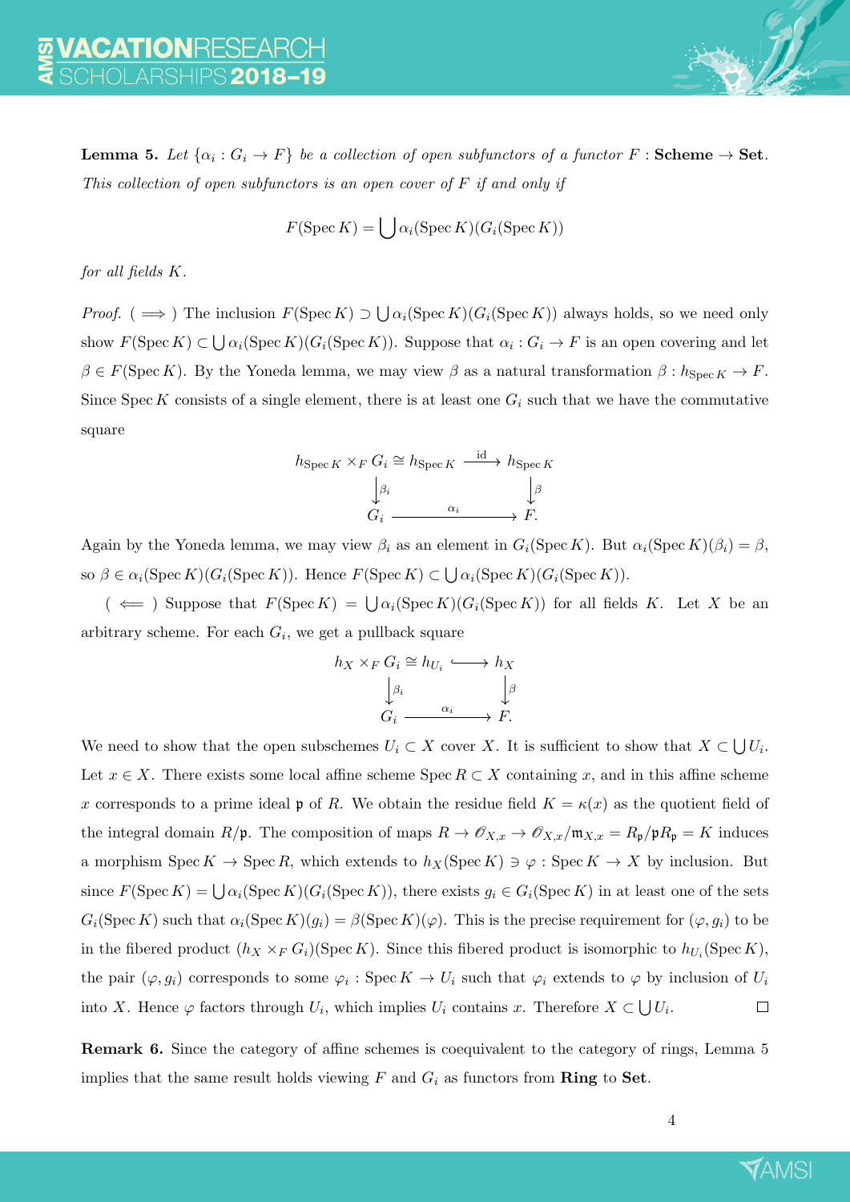**Lemma 5.** *Let $\{\alpha_i : G_i \to F\}$ be a collection of open subfunctors of a functor $F : \mathbf{Scheme} \to \mathbf{Set}$. This collection of open subfunctors is an open cover of $F$ if and only if*

$$F(\operatorname{Spec} K) = \bigcup \alpha_i(\operatorname{Spec} K)(G_i(\operatorname{Spec} K))$$

*for all fields $K$.*

*Proof.* ( $\Longrightarrow$ ) The inclusion $F(\operatorname{Spec} K) \supset \bigcup \alpha_i(\operatorname{Spec} K)(G_i(\operatorname{Spec} K))$ always holds, so we need only show $F(\operatorname{Spec} K) \subset \bigcup \alpha_i(\operatorname{Spec} K)(G_i(\operatorname{Spec} K))$. Suppose that $\alpha_i : G_i \to F$ is an open covering and let $\beta \in F(\operatorname{Spec} K)$. By the Yoneda lemma, we may view $\beta$ as a natural transformation $\beta : h_{\operatorname{Spec} K} \to F$. Since $\operatorname{Spec} K$ consists of a single element, there is at least one $G_i$ such that we have the commutative square

$$\begin{array}{ccc}
h_{\operatorname{Spec} K} \times_F G_i \cong h_{\operatorname{Spec} K} & \xrightarrow{\text{id}} & h_{\operatorname{Spec} K} \\
\big\downarrow \beta_i & & \big\downarrow \beta \\
G_i & \xrightarrow{\quad \alpha_i \quad} & F.
\end{array}$$

Again by the Yoneda lemma, we may view $\beta_i$ as an element in $G_i(\operatorname{Spec} K)$. But $\alpha_i(\operatorname{Spec} K)(\beta_i) = \beta$, so $\beta \in \alpha_i(\operatorname{Spec} K)(G_i(\operatorname{Spec} K))$. Hence $F(\operatorname{Spec} K) \subset \bigcup \alpha_i(\operatorname{Spec} K)(G_i(\operatorname{Spec} K))$.

( $\Longleftarrow$ ) Suppose that $F(\operatorname{Spec} K) = \bigcup \alpha_i(\operatorname{Spec} K)(G_i(\operatorname{Spec} K))$ for all fields $K$. Let $X$ be an arbitrary scheme. For each $G_i$, we get a pullback square

$$\begin{array}{ccc}
h_X \times_F G_i \cong h_{U_i} & \hookrightarrow & h_X \\
\big\downarrow \beta_i & & \big\downarrow \beta \\
G_i & \xrightarrow{\quad \alpha_i \quad} & F.
\end{array}$$

We need to show that the open subschemes $U_i \subset X$ cover $X$. It is sufficient to show that $X \subset \bigcup U_i$. Let $x \in X$. There exists some local affine scheme $\operatorname{Spec} R \subset X$ containing $x$, and in this affine scheme $x$ corresponds to a prime ideal $\mathfrak{p}$ of $R$. We obtain the residue field $K = \kappa(x)$ as the quotient field of the integral domain $R/\mathfrak{p}$. The composition of maps $R \to \mathscr{O}_{X,x} \to \mathscr{O}_{X,x}/\mathfrak{m}_{X,x} = R_\mathfrak{p}/\mathfrak{p}R_\mathfrak{p} = K$ induces a morphism $\operatorname{Spec} K \to \operatorname{Spec} R$, which extends to $h_X(\operatorname{Spec} K) \ni \varphi : \operatorname{Spec} K \to X$ by inclusion. But since $F(\operatorname{Spec} K) = \bigcup \alpha_i(\operatorname{Spec} K)(G_i(\operatorname{Spec} K))$, there exists $g_i \in G_i(\operatorname{Spec} K)$ in at least one of the sets $G_i(\operatorname{Spec} K)$ such that $\alpha_i(\operatorname{Spec} K)(g_i) = \beta(\operatorname{Spec} K)(\varphi)$. This is the precise requirement for $(\varphi, g_i)$ to be in the fibered product $(h_X \times_F G_i)(\operatorname{Spec} K)$. Since this fibered product is isomorphic to $h_{U_i}(\operatorname{Spec} K)$, the pair $(\varphi, g_i)$ corresponds to some $\varphi_i : \operatorname{Spec} K \to U_i$ such that $\varphi_i$ extends to $\varphi$ by inclusion of $U_i$ into $X$. Hence $\varphi$ factors through $U_i$, which implies $U_i$ contains $x$. Therefore $X \subset \bigcup U_i$. $\square$

**Remark 6.** Since the category of affine schemes is coequivalent to the category of rings, Lemma 5 implies that the same result holds viewing $F$ and $G_i$ as functors from **Ring** to **Set**.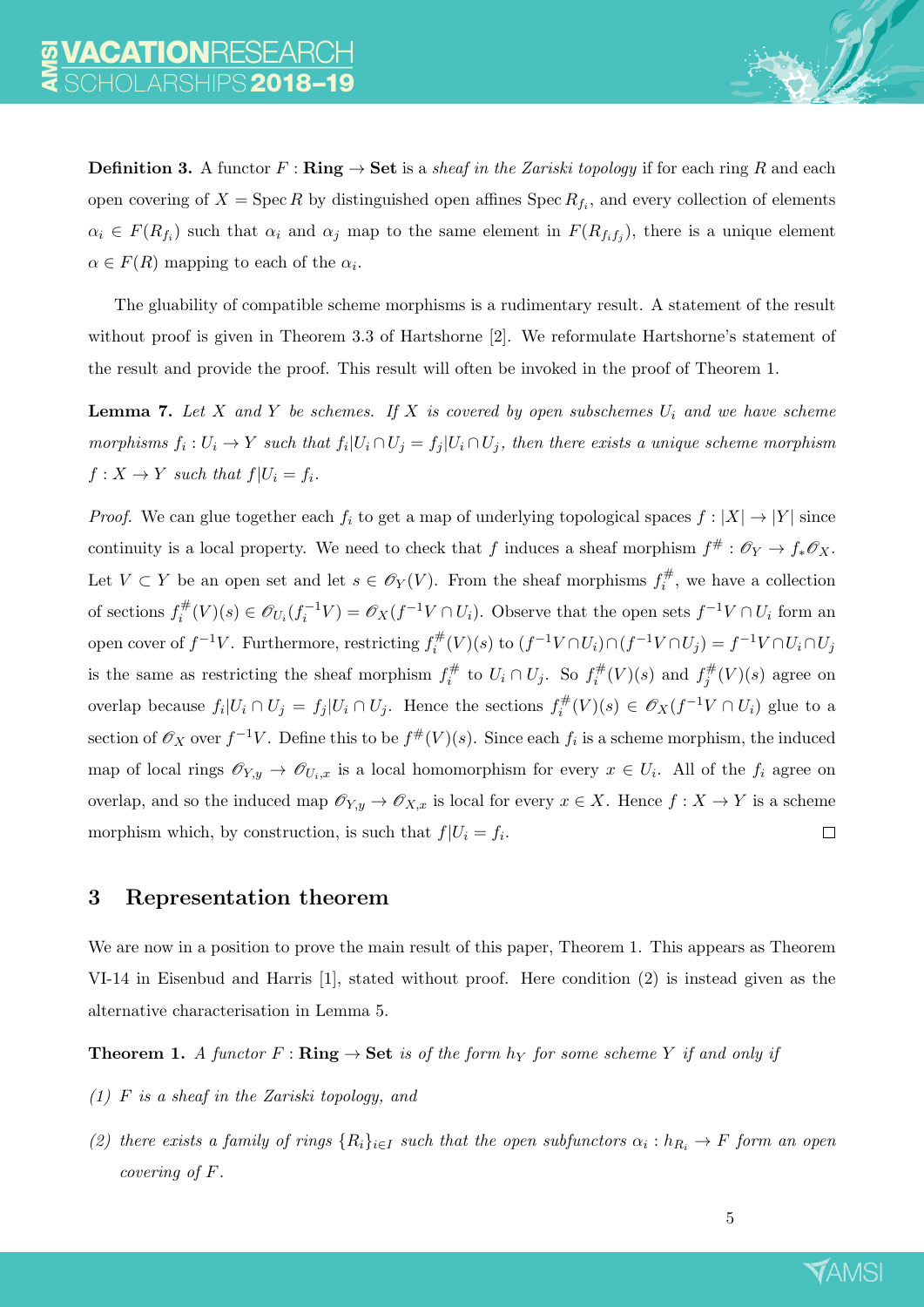**Definition 3.** A functor $F : \mathbf{Ring} \to \mathbf{Set}$ is a *sheaf in the Zariski topology* if for each ring $R$ and each open covering of $X = \operatorname{Spec} R$ by distinguished open affines $\operatorname{Spec} R_{f_i}$, and every collection of elements $\alpha_i \in F(R_{f_i})$ such that $\alpha_i$ and $\alpha_j$ map to the same element in $F(R_{f_i f_j})$, there is a unique element $\alpha \in F(R)$ mapping to each of the $\alpha_i$.

The gluability of compatible scheme morphisms is a rudimentary result. A statement of the result without proof is given in Theorem 3.3 of Hartshorne [2]. We reformulate Hartshorne's statement of the result and provide the proof. This result will often be invoked in the proof of Theorem 1.

**Lemma 7.** *Let $X$ and $Y$ be schemes. If $X$ is covered by open subschemes $U_i$ and we have scheme morphisms $f_i : U_i \to Y$ such that $f_i|U_i \cap U_j = f_j|U_i \cap U_j$, then there exists a unique scheme morphism $f : X \to Y$ such that $f|U_i = f_i$.*

*Proof.* We can glue together each $f_i$ to get a map of underlying topological spaces $f : |X| \to |Y|$ since continuity is a local property. We need to check that $f$ induces a sheaf morphism $f^\# : \mathscr{O}_Y \to f_* \mathscr{O}_X$. Let $V \subset Y$ be an open set and let $s \in \mathscr{O}_Y(V)$. From the sheaf morphisms $f_i^\#$, we have a collection of sections $f_i^\#(V)(s) \in \mathscr{O}_{U_i}(f_i^{-1}V) = \mathscr{O}_X(f^{-1}V \cap U_i)$. Observe that the open sets $f^{-1}V \cap U_i$ form an open cover of $f^{-1}V$. Furthermore, restricting $f_i^\#(V)(s)$ to $(f^{-1}V \cap U_i) \cap (f^{-1}V \cap U_j) = f^{-1}V \cap U_i \cap U_j$ is the same as restricting the sheaf morphism $f_i^\#$ to $U_i \cap U_j$. So $f_i^\#(V)(s)$ and $f_j^\#(V)(s)$ agree on overlap because $f_i|U_i \cap U_j = f_j|U_i \cap U_j$. Hence the sections $f_i^\#(V)(s) \in \mathscr{O}_X(f^{-1}V \cap U_i)$ glue to a section of $\mathscr{O}_X$ over $f^{-1}V$. Define this to be $f^\#(V)(s)$. Since each $f_i$ is a scheme morphism, the induced map of local rings $\mathscr{O}_{Y,y} \to \mathscr{O}_{U_i,x}$ is a local homomorphism for every $x \in U_i$. All of the $f_i$ agree on overlap, and so the induced map $\mathscr{O}_{Y,y} \to \mathscr{O}_{X,x}$ is local for every $x \in X$. Hence $f : X \to Y$ is a scheme morphism which, by construction, is such that $f|U_i = f_i$. $\square$

## 3 Representation theorem

We are now in a position to prove the main result of this paper, Theorem 1. This appears as Theorem VI-14 in Eisenbud and Harris [1], stated without proof. Here condition (2) is instead given as the alternative characterisation in Lemma 5.

**Theorem 1.** *A functor $F : \mathbf{Ring} \to \mathbf{Set}$ is of the form $h_Y$ for some scheme $Y$ if and only if*

*(1) $F$ is a sheaf in the Zariski topology, and*

*(2) there exists a family of rings $\{R_i\}_{i \in I}$ such that the open subfunctors $\alpha_i : h_{R_i} \to F$ form an open covering of $F$.*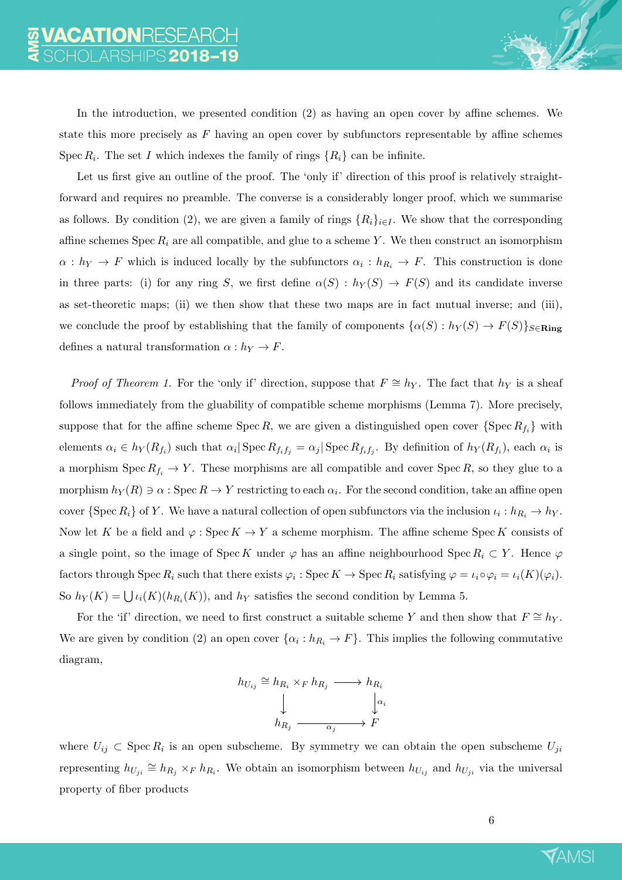In the introduction, we presented condition (2) as having an open cover by affine schemes. We state this more precisely as $F$ having an open cover by subfunctors representable by affine schemes $\operatorname{Spec} R_i$. The set $I$ which indexes the family of rings $\{R_i\}$ can be infinite.

Let us first give an outline of the proof. The 'only if' direction of this proof is relatively straightforward and requires no preamble. The converse is a considerably longer proof, which we summarise as follows. By condition (2), we are given a family of rings $\{R_i\}_{i\in I}$. We show that the corresponding affine schemes $\operatorname{Spec} R_i$ are all compatible, and glue to a scheme $Y$. We then construct an isomorphism $\alpha : h_Y \to F$ which is induced locally by the subfunctors $\alpha_i : h_{R_i} \to F$. This construction is done in three parts: (i) for any ring $S$, we first define $\alpha(S) : h_Y(S) \to F(S)$ and its candidate inverse as set-theoretic maps; (ii) we then show that these two maps are in fact mutual inverse; and (iii), we conclude the proof by establishing that the family of components $\{\alpha(S) : h_Y(S) \to F(S)\}_{S\in\mathbf{Ring}}$ defines a natural transformation $\alpha : h_Y \to F$.

*Proof of Theorem 1.* For the 'only if' direction, suppose that $F \cong h_Y$. The fact that $h_Y$ is a sheaf follows immediately from the gluability of compatible scheme morphisms (Lemma 7). More precisely, suppose that for the affine scheme $\operatorname{Spec} R$, we are given a distinguished open cover $\{\operatorname{Spec} R_{f_i}\}$ with elements $\alpha_i \in h_Y(R_{f_i})$ such that $\alpha_i|\operatorname{Spec} R_{f_if_j} = \alpha_j|\operatorname{Spec} R_{f_if_j}$. By definition of $h_Y(R_{f_i})$, each $\alpha_i$ is a morphism $\operatorname{Spec} R_{f_i} \to Y$. These morphisms are all compatible and cover $\operatorname{Spec} R$, so they glue to a morphism $h_Y(R) \ni \alpha : \operatorname{Spec} R \to Y$ restricting to each $\alpha_i$. For the second condition, take an affine open cover $\{\operatorname{Spec} R_i\}$ of $Y$. We have a natural collection of open subfunctors via the inclusion $\iota_i : h_{R_i} \to h_Y$. Now let $K$ be a field and $\varphi : \operatorname{Spec} K \to Y$ a scheme morphism. The affine scheme $\operatorname{Spec} K$ consists of a single point, so the image of $\operatorname{Spec} K$ under $\varphi$ has an affine neighbourhood $\operatorname{Spec} R_i \subset Y$. Hence $\varphi$ factors through $\operatorname{Spec} R_i$ such that there exists $\varphi_i : \operatorname{Spec} K \to \operatorname{Spec} R_i$ satisfying $\varphi = \iota_i \circ \varphi_i = \iota_i(K)(\varphi_i)$. So $h_Y(K) = \bigcup \iota_i(K)(h_{R_i}(K))$, and $h_Y$ satisfies the second condition by Lemma 5.

For the 'if' direction, we need to first construct a suitable scheme $Y$ and then show that $F \cong h_Y$. We are given by condition (2) an open cover $\{\alpha_i : h_{R_i} \to F\}$. This implies the following commutative diagram,

$$\begin{array}{ccc} h_{U_{ij}} \cong h_{R_i} \times_F h_{R_j} & \longrightarrow & h_{R_i} \\ \downarrow & & \downarrow \alpha_i \\ h_{R_j} & \xrightarrow{\quad \alpha_j \quad} & F \end{array}$$

where $U_{ij} \subset \operatorname{Spec} R_i$ is an open subscheme. By symmetry we can obtain the open subscheme $U_{ji}$ representing $h_{U_{ji}} \cong h_{R_j} \times_F h_{R_i}$. We obtain an isomorphism between $h_{U_{ij}}$ and $h_{U_{ji}}$ via the universal property of fiber products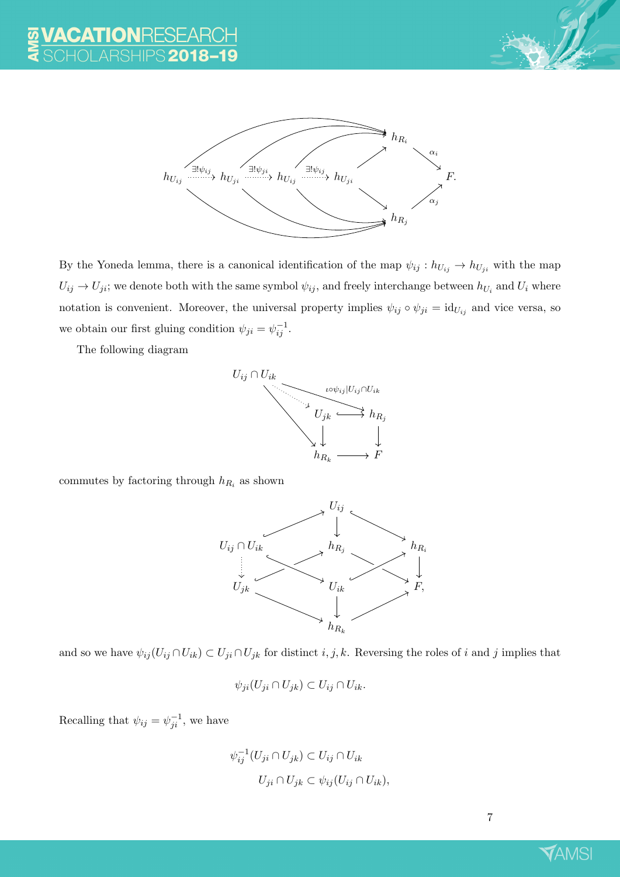$$
\begin{array}{ccccccc}
h_{U_{ij}} & \overset{\exists!\psi_{ij}}{\dashrightarrow} & h_{U_{ji}} & \overset{\exists!\psi_{ji}}{\dashrightarrow} & h_{U_{ij}} & \overset{\exists!\psi_{ij}}{\dashrightarrow} & h_{U_{ji}}
\end{array}
\quad
\begin{array}{c}
h_{R_i} \xrightarrow{\alpha_i} F \\
h_{R_j} \xrightarrow{\alpha_j} F
\end{array}
$$

By the Yoneda lemma, there is a canonical identification of the map $\psi_{ij} : h_{U_{ij}} \to h_{U_{ji}}$ with the map $U_{ij} \to U_{ji}$; we denote both with the same symbol $\psi_{ij}$, and freely interchange between $h_{U_i}$ and $U_i$ where notation is convenient. Moreover, the universal property implies $\psi_{ij} \circ \psi_{ji} = \mathrm{id}_{U_{ij}}$ and vice versa, so we obtain our first gluing condition $\psi_{ji} = \psi_{ij}^{-1}$.

The following diagram

$$
\begin{array}{ccc}
U_{ij} \cap U_{ik} & \xrightarrow{\iota \circ \psi_{ij}|U_{ij} \cap U_{ik}} & h_{R_j} \\
 & \searrow \quad U_{jk} \hookrightarrow & \downarrow \\
 & h_{R_k} & \longrightarrow F
\end{array}
$$

commutes by factoring through $h_{R_i}$ as shown

$$
\begin{array}{ccccc}
 & & U_{ij} & & \\
U_{ij} \cap U_{ik} & & h_{R_j} & & h_{R_i} \\
\vdots & & U_{ik} & & F, \\
U_{jk} & & h_{R_k} & &
\end{array}
$$

and so we have $\psi_{ij}(U_{ij} \cap U_{ik}) \subset U_{ji} \cap U_{jk}$ for distinct $i, j, k$. Reversing the roles of $i$ and $j$ implies that

$$
\psi_{ji}(U_{ji} \cap U_{jk}) \subset U_{ij} \cap U_{ik}.
$$

Recalling that $\psi_{ij} = \psi_{ji}^{-1}$, we have

$$
\begin{aligned}
\psi_{ij}^{-1}(U_{ji} \cap U_{jk}) &\subset U_{ij} \cap U_{ik} \\
U_{ji} \cap U_{jk} &\subset \psi_{ij}(U_{ij} \cap U_{ik}),
\end{aligned}
$$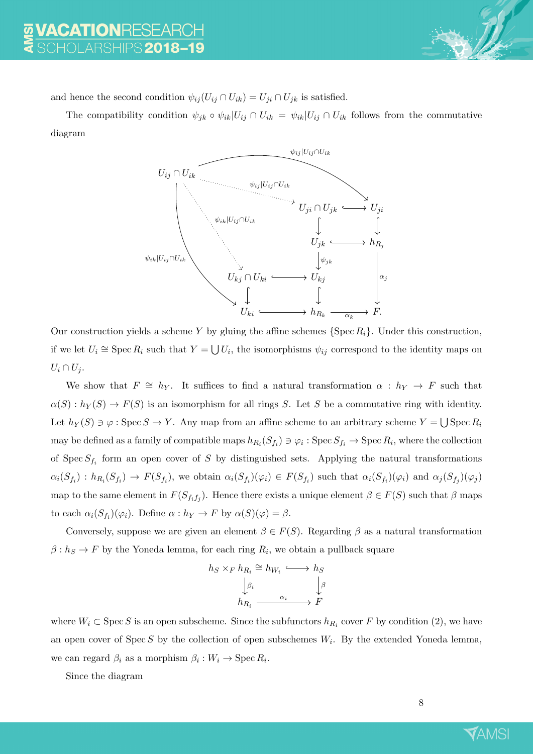and hence the second condition $\psi_{ij}(U_{ij} \cap U_{ik}) = U_{ji} \cap U_{jk}$ is satisfied.

The compatibility condition $\psi_{jk} \circ \psi_{ik}|U_{ij} \cap U_{ik} = \psi_{ik}|U_{ij} \cap U_{ik}$ follows from the commutative diagram

$$
\begin{array}{ccccc}
U_{ij} \cap U_{ik} & \xrightarrow{\psi_{ij}|U_{ij}\cap U_{ik}} & U_{ji} \cap U_{jk} & \hookrightarrow & U_{ji} \\
 & & \downarrow & & \downarrow \\
 & & U_{jk} & \hookrightarrow & h_{R_j} \\
\downarrow{\scriptstyle \psi_{ik}|U_{ij}\cap U_{ik}} & & \downarrow{\scriptstyle \psi_{jk}} & & \downarrow{\scriptstyle \alpha_j} \\
U_{kj} \cap U_{ki} & \longrightarrow & U_{kj} & & \\
\downarrow & & \downarrow & & \\
U_{ki} & \hookrightarrow & h_{R_k} & \xrightarrow{\alpha_k} & F.
\end{array}
$$

Our construction yields a scheme $Y$ by gluing the affine schemes $\{\operatorname{Spec} R_i\}$. Under this construction, if we let $U_i \cong \operatorname{Spec} R_i$ such that $Y = \bigcup U_i$, the isomorphisms $\psi_{ij}$ correspond to the identity maps on $U_i \cap U_j$.

We show that $F \cong h_Y$. It suffices to find a natural transformation $\alpha : h_Y \to F$ such that $\alpha(S) : h_Y(S) \to F(S)$ is an isomorphism for all rings $S$. Let $S$ be a commutative ring with identity. Let $h_Y(S) \ni \varphi : \operatorname{Spec} S \to Y$. Any map from an affine scheme to an arbitrary scheme $Y = \bigcup \operatorname{Spec} R_i$ may be defined as a family of compatible maps $h_{R_i}(S_{f_i}) \ni \varphi_i : \operatorname{Spec} S_{f_i} \to \operatorname{Spec} R_i$, where the collection of $\operatorname{Spec} S_{f_i}$ form an open cover of $S$ by distinguished sets. Applying the natural transformations $\alpha_i(S_{f_i}) : h_{R_i}(S_{f_i}) \to F(S_{f_i})$, we obtain $\alpha_i(S_{f_i})(\varphi_i) \in F(S_{f_i})$ such that $\alpha_i(S_{f_i})(\varphi_i)$ and $\alpha_j(S_{f_j})(\varphi_j)$ map to the same element in $F(S_{f_i f_j})$. Hence there exists a unique element $\beta \in F(S)$ such that $\beta$ maps to each $\alpha_i(S_{f_i})(\varphi_i)$. Define $\alpha : h_Y \to F$ by $\alpha(S)(\varphi) = \beta$.

Conversely, suppose we are given an element $\beta \in F(S)$. Regarding $\beta$ as a natural transformation $\beta : h_S \to F$ by the Yoneda lemma, for each ring $R_i$, we obtain a pullback square

$$
\begin{array}{ccc}
h_S \times_F h_{R_i} \cong h_{W_i} & \hookrightarrow & h_S \\
\downarrow{\scriptstyle \beta_i} & & \downarrow{\scriptstyle \beta} \\
h_{R_i} & \xrightarrow{\alpha_i} & F
\end{array}
$$

where $W_i \subset \operatorname{Spec} S$ is an open subscheme. Since the subfunctors $h_{R_i}$ cover $F$ by condition (2), we have an open cover of $\operatorname{Spec} S$ by the collection of open subschemes $W_i$. By the extended Yoneda lemma, we can regard $\beta_i$ as a morphism $\beta_i : W_i \to \operatorname{Spec} R_i$.

Since the diagram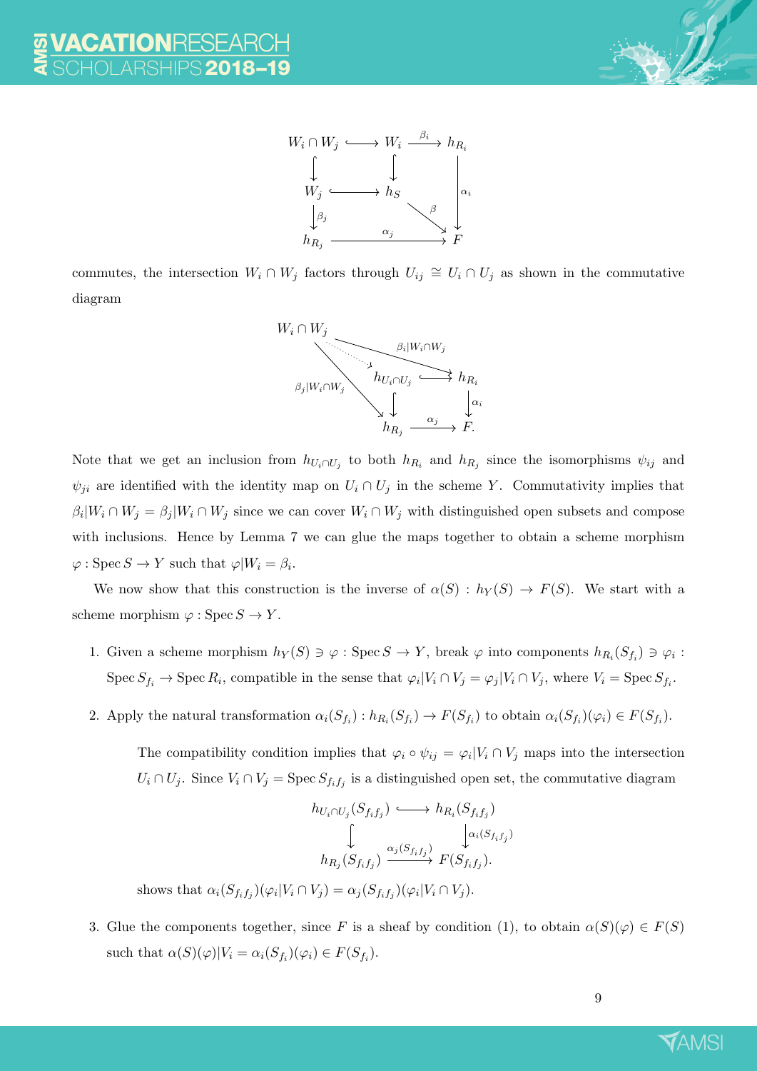$$
\begin{array}{ccccc}
W_i \cap W_j & \hookrightarrow & W_i & \xrightarrow{\beta_i} & h_{R_i} \\
\downarrow & & \downarrow & & \downarrow \alpha_i \\
W_j & \hookrightarrow & h_S & \xrightarrow{\beta} & F \\
\downarrow \beta_j & & & & \\
h_{R_j} & & \xrightarrow{\alpha_j} & & F
\end{array}
$$

commutes, the intersection $W_i \cap W_j$ factors through $U_{ij} \cong U_i \cap U_j$ as shown in the commutative diagram

$$
\begin{array}{ccccc}
W_i \cap W_j & \dashrightarrow & h_{U_i \cap U_j} & \hookrightarrow & h_{R_i} \\
& \searrow^{\beta_j|W_i \cap W_j} & \downarrow & & \downarrow \alpha_i \\
& & h_{R_j} & \xrightarrow{\alpha_j} & F.
\end{array}
$$

(with $\beta_i|W_i \cap W_j : W_i \cap W_j \to h_{R_i}$)

Note that we get an inclusion from $h_{U_i \cap U_j}$ to both $h_{R_i}$ and $h_{R_j}$ since the isomorphisms $\psi_{ij}$ and $\psi_{ji}$ are identified with the identity map on $U_i \cap U_j$ in the scheme $Y$. Commutativity implies that $\beta_i|W_i \cap W_j = \beta_j|W_i \cap W_j$ since we can cover $W_i \cap W_j$ with distinguished open subsets and compose with inclusions. Hence by Lemma 7 we can glue the maps together to obtain a scheme morphism $\varphi : \operatorname{Spec} S \to Y$ such that $\varphi|W_i = \beta_i$.

We now show that this construction is the inverse of $\alpha(S) : h_Y(S) \to F(S)$. We start with a scheme morphism $\varphi : \operatorname{Spec} S \to Y$.

1. Given a scheme morphism $h_Y(S) \ni \varphi : \operatorname{Spec} S \to Y$, break $\varphi$ into components $h_{R_i}(S_{f_i}) \ni \varphi_i : \operatorname{Spec} S_{f_i} \to \operatorname{Spec} R_i$, compatible in the sense that $\varphi_i|V_i \cap V_j = \varphi_j|V_i \cap V_j$, where $V_i = \operatorname{Spec} S_{f_i}$.

2. Apply the natural transformation $\alpha_i(S_{f_i}) : h_{R_i}(S_{f_i}) \to F(S_{f_i})$ to obtain $\alpha_i(S_{f_i})(\varphi_i) \in F(S_{f_i})$.

   The compatibility condition implies that $\varphi_i \circ \psi_{ij} = \varphi_i|V_i \cap V_j$ maps into the intersection $U_i \cap U_j$. Since $V_i \cap V_j = \operatorname{Spec} S_{f_i f_j}$ is a distinguished open set, the commutative diagram

$$
\begin{array}{ccc}
h_{U_i \cap U_j}(S_{f_i f_j}) & \hookrightarrow & h_{R_i}(S_{f_i f_j}) \\
\downarrow & & \downarrow \alpha_i(S_{f_i f_j}) \\
h_{R_j}(S_{f_i f_j}) & \xrightarrow{\alpha_j(S_{f_i f_j})} & F(S_{f_i f_j}).
\end{array}
$$

   shows that $\alpha_i(S_{f_i f_j})(\varphi_i|V_i \cap V_j) = \alpha_j(S_{f_i f_j})(\varphi_i|V_i \cap V_j)$.

3. Glue the components together, since $F$ is a sheaf by condition (1), to obtain $\alpha(S)(\varphi) \in F(S)$ such that $\alpha(S)(\varphi)|V_i = \alpha_i(S_{f_i})(\varphi_i) \in F(S_{f_i})$.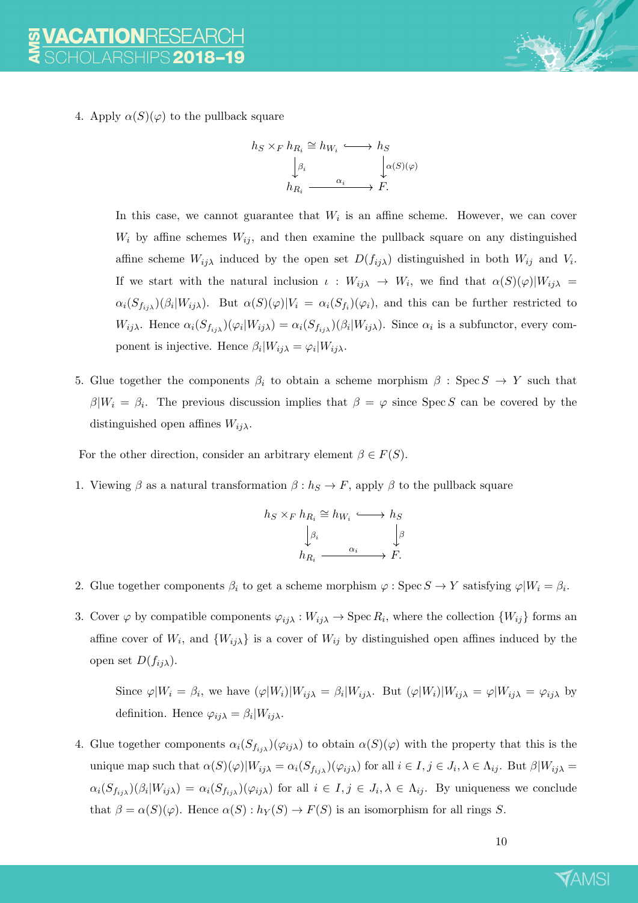4. Apply $\alpha(S)(\varphi)$ to the pullback square

$$\begin{array}{ccc} h_S \times_F h_{R_i} \cong h_{W_i} & \hookrightarrow & h_S \\ \big\downarrow{\scriptstyle \beta_i} & & \big\downarrow{\scriptstyle \alpha(S)(\varphi)} \\ h_{R_i} & \xrightarrow{\alpha_i} & F. \end{array}$$

   In this case, we cannot guarantee that $W_i$ is an affine scheme. However, we can cover $W_i$ by affine schemes $W_{ij}$, and then examine the pullback square on any distinguished affine scheme $W_{ij\lambda}$ induced by the open set $D(f_{ij\lambda})$ distinguished in both $W_{ij}$ and $V_i$. If we start with the natural inclusion $\iota : W_{ij\lambda} \to W_i$, we find that $\alpha(S)(\varphi)|W_{ij\lambda} = \alpha_i(S_{f_{ij\lambda}})(\beta_i|W_{ij\lambda})$. But $\alpha(S)(\varphi)|V_i = \alpha_i(S_{f_i})(\varphi_i)$, and this can be further restricted to $W_{ij\lambda}$. Hence $\alpha_i(S_{f_{ij\lambda}})(\varphi_i|W_{ij\lambda}) = \alpha_i(S_{f_{ij\lambda}})(\beta_i|W_{ij\lambda})$. Since $\alpha_i$ is a subfunctor, every component is injective. Hence $\beta_i|W_{ij\lambda} = \varphi_i|W_{ij\lambda}$.

5. Glue together the components $\beta_i$ to obtain a scheme morphism $\beta : \operatorname{Spec} S \to Y$ such that $\beta|W_i = \beta_i$. The previous discussion implies that $\beta = \varphi$ since $\operatorname{Spec} S$ can be covered by the distinguished open affines $W_{ij\lambda}$.

For the other direction, consider an arbitrary element $\beta \in F(S)$.

1. Viewing $\beta$ as a natural transformation $\beta : h_S \to F$, apply $\beta$ to the pullback square

$$\begin{array}{ccc} h_S \times_F h_{R_i} \cong h_{W_i} & \hookrightarrow & h_S \\ \big\downarrow{\scriptstyle \beta_i} & & \big\downarrow{\scriptstyle \beta} \\ h_{R_i} & \xrightarrow{\alpha_i} & F. \end{array}$$

2. Glue together components $\beta_i$ to get a scheme morphism $\varphi : \operatorname{Spec} S \to Y$ satisfying $\varphi|W_i = \beta_i$.

3. Cover $\varphi$ by compatible components $\varphi_{ij\lambda} : W_{ij\lambda} \to \operatorname{Spec} R_i$, where the collection $\{W_{ij}\}$ forms an affine cover of $W_i$, and $\{W_{ij\lambda}\}$ is a cover of $W_{ij}$ by distinguished open affines induced by the open set $D(f_{ij\lambda})$.

   Since $\varphi|W_i = \beta_i$, we have $(\varphi|W_i)|W_{ij\lambda} = \beta_i|W_{ij\lambda}$. But $(\varphi|W_i)|W_{ij\lambda} = \varphi|W_{ij\lambda} = \varphi_{ij\lambda}$ by definition. Hence $\varphi_{ij\lambda} = \beta_i|W_{ij\lambda}$.

4. Glue together components $\alpha_i(S_{f_{ij\lambda}})(\varphi_{ij\lambda})$ to obtain $\alpha(S)(\varphi)$ with the property that this is the unique map such that $\alpha(S)(\varphi)|W_{ij\lambda} = \alpha_i(S_{f_{ij\lambda}})(\varphi_{ij\lambda})$ for all $i \in I, j \in J_i, \lambda \in \Lambda_{ij}$. But $\beta|W_{ij\lambda} = \alpha_i(S_{f_{ij\lambda}})(\beta_i|W_{ij\lambda}) = \alpha_i(S_{f_{ij\lambda}})(\varphi_{ij\lambda})$ for all $i \in I, j \in J_i, \lambda \in \Lambda_{ij}$. By uniqueness we conclude that $\beta = \alpha(S)(\varphi)$. Hence $\alpha(S) : h_Y(S) \to F(S)$ is an isomorphism for all rings $S$.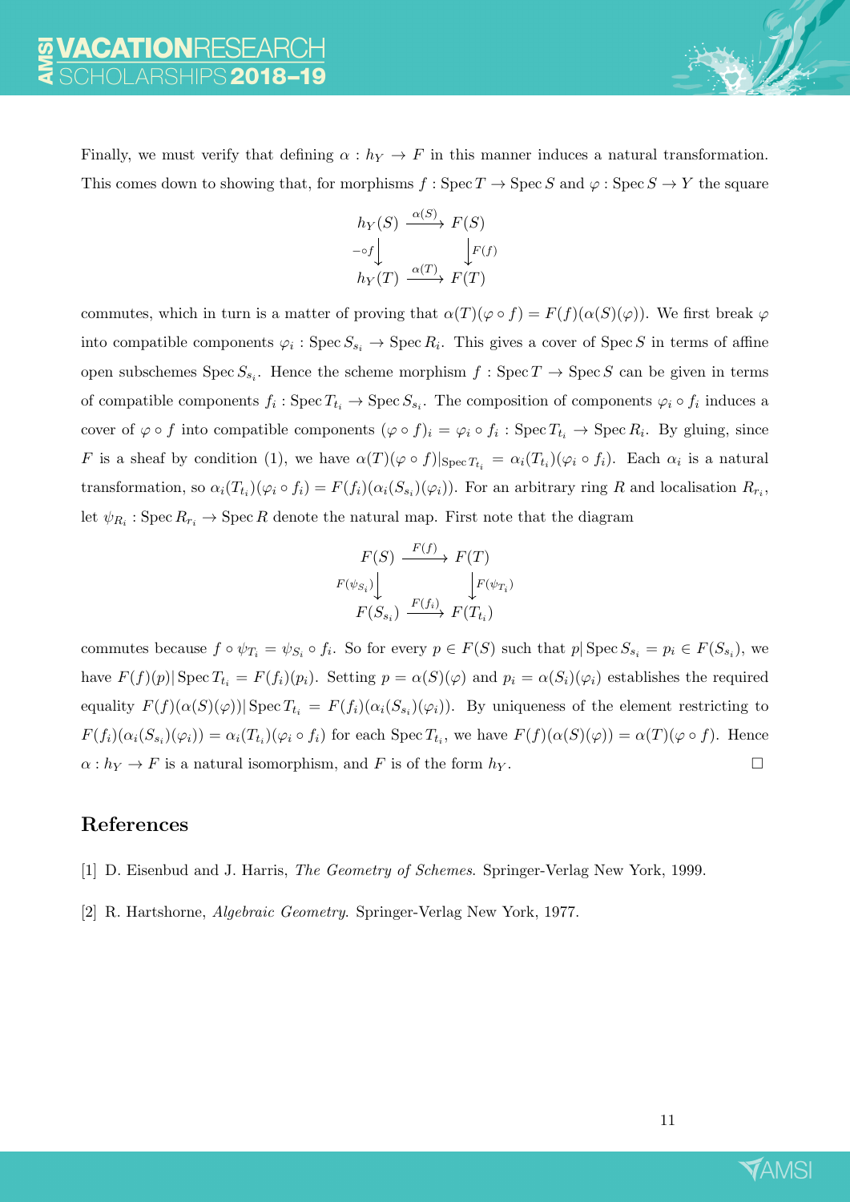Finally, we must verify that defining $\alpha : h_Y \to F$ in this manner induces a natural transformation. This comes down to showing that, for morphisms $f : \operatorname{Spec} T \to \operatorname{Spec} S$ and $\varphi : \operatorname{Spec} S \to Y$ the square

$$\begin{array}{ccc} h_Y(S) & \xrightarrow{\alpha(S)} & F(S) \\ {\scriptstyle -\circ f}\downarrow & & \downarrow{\scriptstyle F(f)} \\ h_Y(T) & \xrightarrow{\alpha(T)} & F(T) \end{array}$$

commutes, which in turn is a matter of proving that $\alpha(T)(\varphi \circ f) = F(f)(\alpha(S)(\varphi))$. We first break $\varphi$ into compatible components $\varphi_i : \operatorname{Spec} S_{s_i} \to \operatorname{Spec} R_i$. This gives a cover of $\operatorname{Spec} S$ in terms of affine open subschemes $\operatorname{Spec} S_{s_i}$. Hence the scheme morphism $f : \operatorname{Spec} T \to \operatorname{Spec} S$ can be given in terms of compatible components $f_i : \operatorname{Spec} T_{t_i} \to \operatorname{Spec} S_{s_i}$. The composition of components $\varphi_i \circ f_i$ induces a cover of $\varphi \circ f$ into compatible components $(\varphi \circ f)_i = \varphi_i \circ f_i : \operatorname{Spec} T_{t_i} \to \operatorname{Spec} R_i$. By gluing, since $F$ is a sheaf by condition (1), we have $\alpha(T)(\varphi \circ f)|_{\operatorname{Spec} T_{t_i}} = \alpha_i(T_{t_i})(\varphi_i \circ f_i)$. Each $\alpha_i$ is a natural transformation, so $\alpha_i(T_{t_i})(\varphi_i \circ f_i) = F(f_i)(\alpha_i(S_{s_i})(\varphi_i))$. For an arbitrary ring $R$ and localisation $R_{r_i}$, let $\psi_{R_i} : \operatorname{Spec} R_{r_i} \to \operatorname{Spec} R$ denote the natural map. First note that the diagram

$$\begin{array}{ccc} F(S) & \xrightarrow{F(f)} & F(T) \\ {\scriptstyle F(\psi_{S_i})}\downarrow & & \downarrow{\scriptstyle F(\psi_{T_i})} \\ F(S_{s_i}) & \xrightarrow{F(f_i)} & F(T_{t_i}) \end{array}$$

commutes because $f \circ \psi_{T_i} = \psi_{S_i} \circ f_i$. So for every $p \in F(S)$ such that $p|\operatorname{Spec} S_{s_i} = p_i \in F(S_{s_i})$, we have $F(f)(p)|\operatorname{Spec} T_{t_i} = F(f_i)(p_i)$. Setting $p = \alpha(S)(\varphi)$ and $p_i = \alpha(S_i)(\varphi_i)$ establishes the required equality $F(f)(\alpha(S)(\varphi))|\operatorname{Spec} T_{t_i} = F(f_i)(\alpha_i(S_{s_i})(\varphi_i))$. By uniqueness of the element restricting to $F(f_i)(\alpha_i(S_{s_i})(\varphi_i)) = \alpha_i(T_{t_i})(\varphi_i \circ f_i)$ for each $\operatorname{Spec} T_{t_i}$, we have $F(f)(\alpha(S)(\varphi)) = \alpha(T)(\varphi \circ f)$. Hence $\alpha : h_Y \to F$ is a natural isomorphism, and $F$ is of the form $h_Y$. □

## References

[1] D. Eisenbud and J. Harris, *The Geometry of Schemes*. Springer-Verlag New York, 1999.

[2] R. Hartshorne, *Algebraic Geometry*. Springer-Verlag New York, 1977.